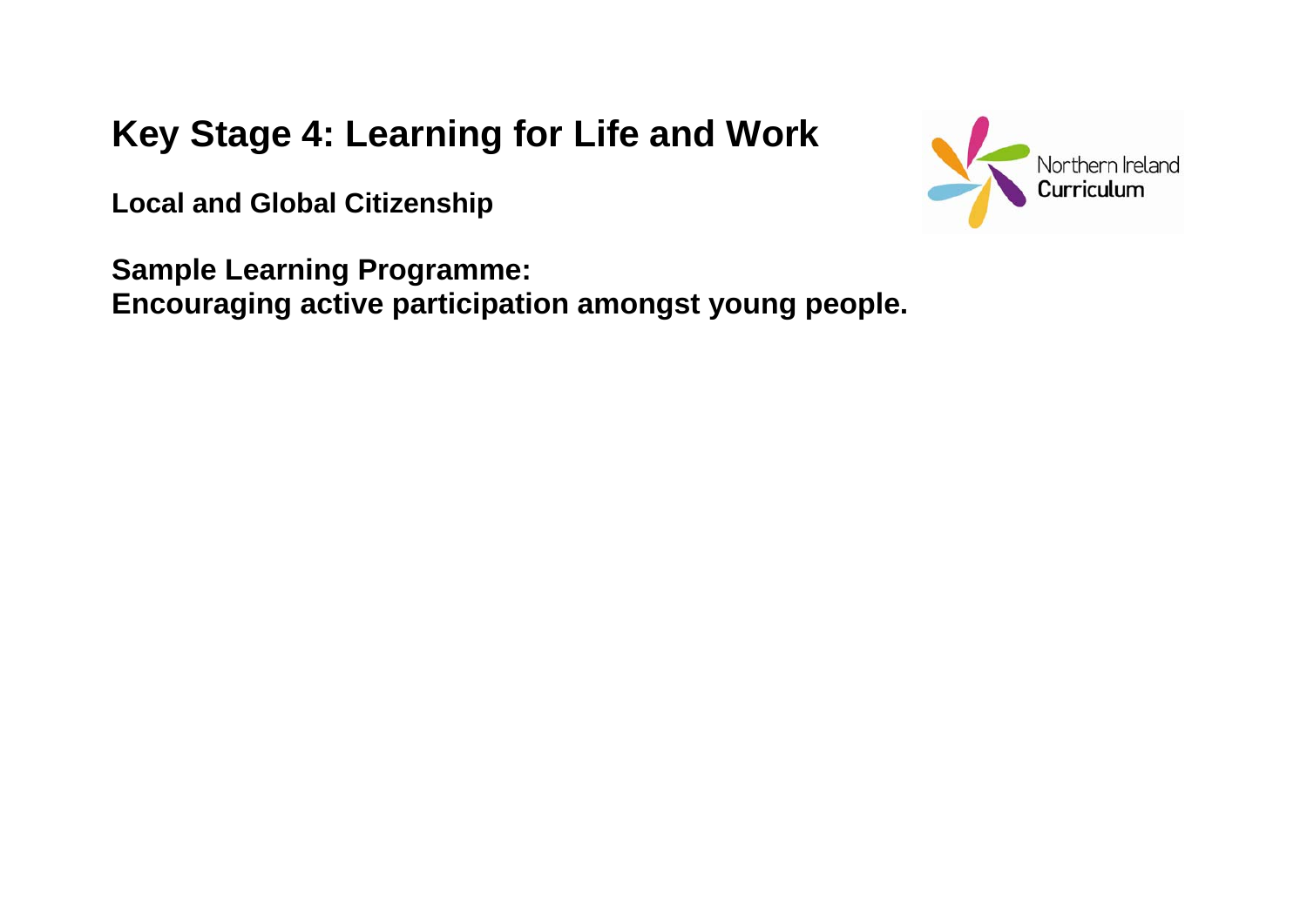# Key Stage 4: Learning for Life and Work

**Local and Global Citizenship**

**Sample Learning Programme:**
**Encouraging active participation amongst young people.**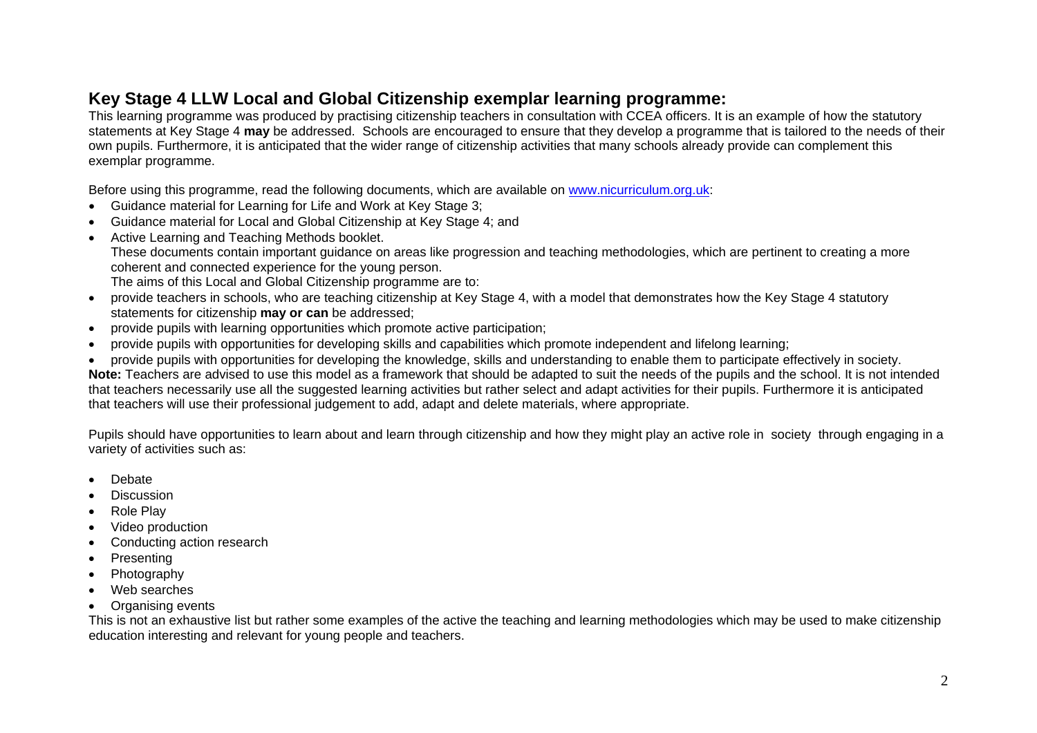## Key Stage 4 LLW Local and Global Citizenship exemplar learning programme:

This learning programme was produced by practising citizenship teachers in consultation with CCEA officers. It is an example of how the statutory statements at Key Stage 4 **may** be addressed. Schools are encouraged to ensure that they develop a programme that is tailored to the needs of their own pupils. Furthermore, it is anticipated that the wider range of citizenship activities that many schools already provide can complement this exemplar programme.

Before using this programme, read the following documents, which are available on [www.nicurriculum.org.uk](http://www.nicurriculum.org.uk):

- Guidance material for Learning for Life and Work at Key Stage 3;
- Guidance material for Local and Global Citizenship at Key Stage 4; and
- Active Learning and Teaching Methods booklet.
  These documents contain important guidance on areas like progression and teaching methodologies, which are pertinent to creating a more coherent and connected experience for the young person.
  The aims of this Local and Global Citizenship programme are to:
- provide teachers in schools, who are teaching citizenship at Key Stage 4, with a model that demonstrates how the Key Stage 4 statutory statements for citizenship **may or can** be addressed;
- provide pupils with learning opportunities which promote active participation;
- provide pupils with opportunities for developing skills and capabilities which promote independent and lifelong learning;
- provide pupils with opportunities for developing the knowledge, skills and understanding to enable them to participate effectively in society.

**Note:** Teachers are advised to use this model as a framework that should be adapted to suit the needs of the pupils and the school. It is not intended that teachers necessarily use all the suggested learning activities but rather select and adapt activities for their pupils. Furthermore it is anticipated that teachers will use their professional judgement to add, adapt and delete materials, where appropriate.

Pupils should have opportunities to learn about and learn through citizenship and how they might play an active role in society through engaging in a variety of activities such as:

- Debate
- Discussion
- Role Play
- Video production
- Conducting action research
- Presenting
- Photography
- Web searches
- Organising events

This is not an exhaustive list but rather some examples of the active the teaching and learning methodologies which may be used to make citizenship education interesting and relevant for young people and teachers.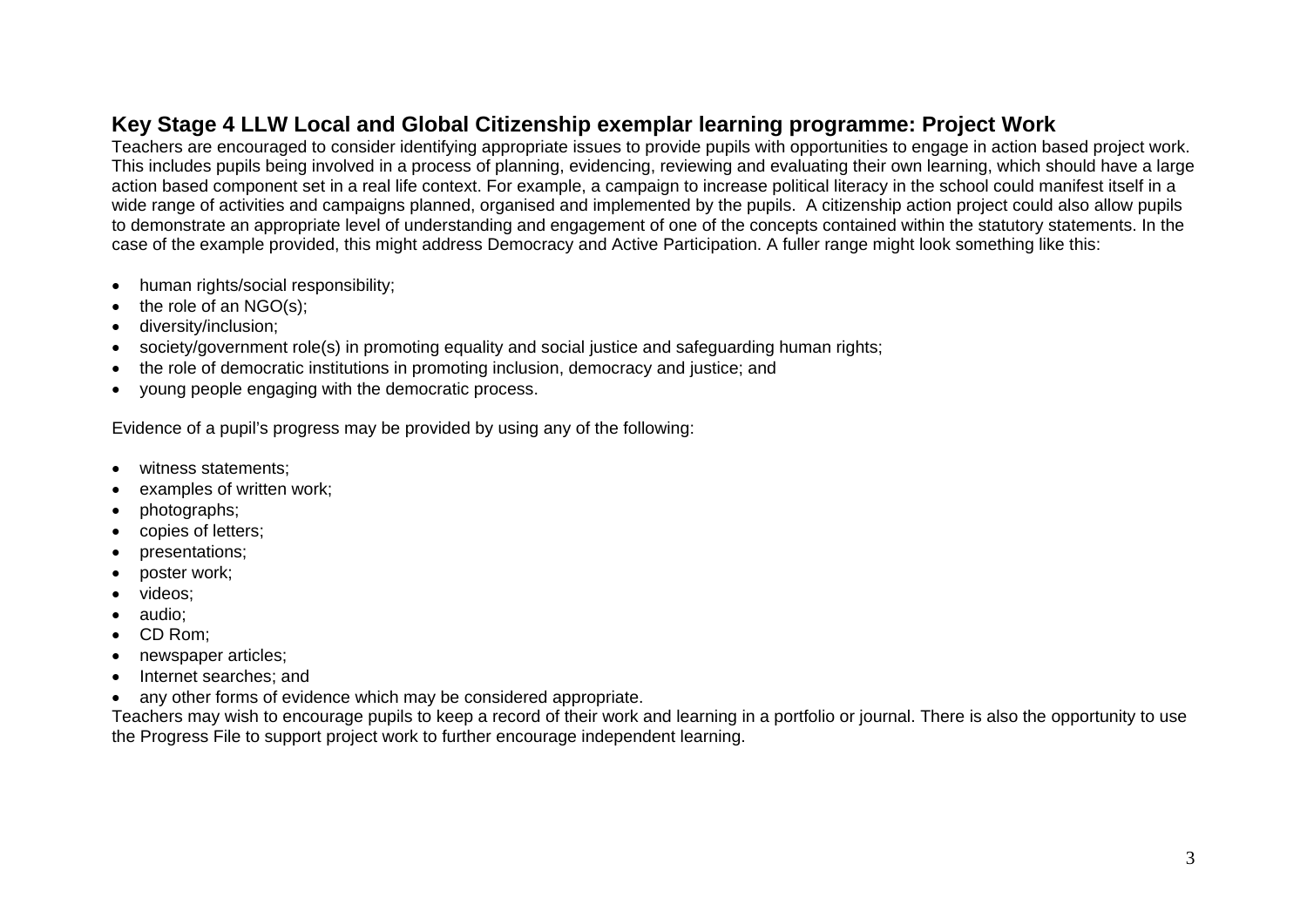## Key Stage 4 LLW Local and Global Citizenship exemplar learning programme: Project Work

Teachers are encouraged to consider identifying appropriate issues to provide pupils with opportunities to engage in action based project work. This includes pupils being involved in a process of planning, evidencing, reviewing and evaluating their own learning, which should have a large action based component set in a real life context. For example, a campaign to increase political literacy in the school could manifest itself in a wide range of activities and campaigns planned, organised and implemented by the pupils. A citizenship action project could also allow pupils to demonstrate an appropriate level of understanding and engagement of one of the concepts contained within the statutory statements. In the case of the example provided, this might address Democracy and Active Participation. A fuller range might look something like this:

- human rights/social responsibility;
- the role of an NGO(s);
- diversity/inclusion;
- society/government role(s) in promoting equality and social justice and safeguarding human rights;
- the role of democratic institutions in promoting inclusion, democracy and justice; and
- young people engaging with the democratic process.

Evidence of a pupil's progress may be provided by using any of the following:

- witness statements;
- examples of written work;
- photographs;
- copies of letters;
- presentations;
- poster work;
- videos;
- audio;
- CD Rom;
- newspaper articles;
- Internet searches; and
- any other forms of evidence which may be considered appropriate.

Teachers may wish to encourage pupils to keep a record of their work and learning in a portfolio or journal. There is also the opportunity to use the Progress File to support project work to further encourage independent learning.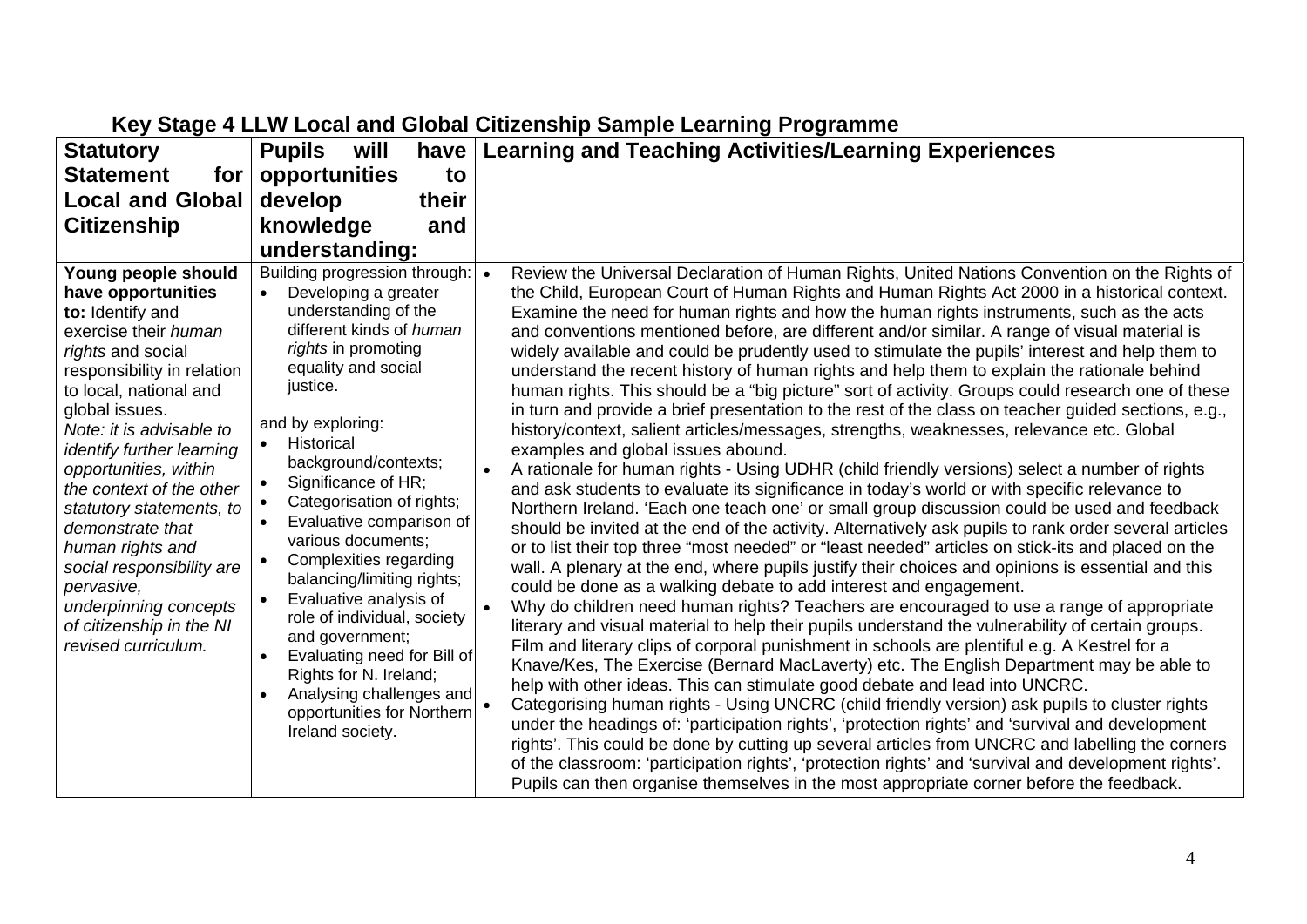## Key Stage 4 LLW Local and Global Citizenship Sample Learning Programme

| Statutory Statement for Local and Global Citizenship | Pupils will have opportunities to develop their knowledge and understanding: | Learning and Teaching Activities/Learning Experiences |
|---|---|---|
| **Young people should have opportunities to:** Identify and exercise their *human rights* and social responsibility in relation to local, national and global issues.<br>*Note: it is advisable to identify further learning opportunities, within the context of the other statutory statements, to demonstrate that human rights and social responsibility are pervasive, underpinning concepts of citizenship in the NI revised curriculum.* | Building progression through:<br>• Developing a greater understanding of the different kinds of *human rights* in promoting equality and social justice.<br><br>and by exploring:<br>• Historical background/contexts;<br>• Significance of HR;<br>• Categorisation of rights;<br>• Evaluative comparison of various documents;<br>• Complexities regarding balancing/limiting rights;<br>• Evaluative analysis of role of individual, society and government;<br>• Evaluating need for Bill of Rights for N. Ireland;<br>• Analysing challenges and opportunities for Northern Ireland society. | • Review the Universal Declaration of Human Rights, United Nations Convention on the Rights of the Child, European Court of Human Rights and Human Rights Act 2000 in a historical context. Examine the need for human rights and how the human rights instruments, such as the acts and conventions mentioned before, are different and/or similar. A range of visual material is widely available and could be prudently used to stimulate the pupils' interest and help them to understand the recent history of human rights and help them to explain the rationale behind human rights. This should be a "big picture" sort of activity. Groups could research one of these in turn and provide a brief presentation to the rest of the class on teacher guided sections, e.g., history/context, salient articles/messages, strengths, weaknesses, relevance etc. Global examples and global issues abound.<br>• A rationale for human rights - Using UDHR (child friendly versions) select a number of rights and ask students to evaluate its significance in today's world or with specific relevance to Northern Ireland. 'Each one teach one' or small group discussion could be used and feedback should be invited at the end of the activity. Alternatively ask pupils to rank order several articles or to list their top three "most needed" or "least needed" articles on stick-its and placed on the wall. A plenary at the end, where pupils justify their choices and opinions is essential and this could be done as a walking debate to add interest and engagement.<br>• Why do children need human rights? Teachers are encouraged to use a range of appropriate literary and visual material to help their pupils understand the vulnerability of certain groups. Film and literary clips of corporal punishment in schools are plentiful e.g. A Kestrel for a Knave/Kes, The Exercise (Bernard MacLaverty) etc. The English Department may be able to help with other ideas. This can stimulate good debate and lead into UNCRC.<br>• Categorising human rights - Using UNCRC (child friendly version) ask pupils to cluster rights under the headings of: 'participation rights', 'protection rights' and 'survival and development rights'. This could be done by cutting up several articles from UNCRC and labelling the corners of the classroom: 'participation rights', 'protection rights' and 'survival and development rights'. Pupils can then organise themselves in the most appropriate corner before the feedback. |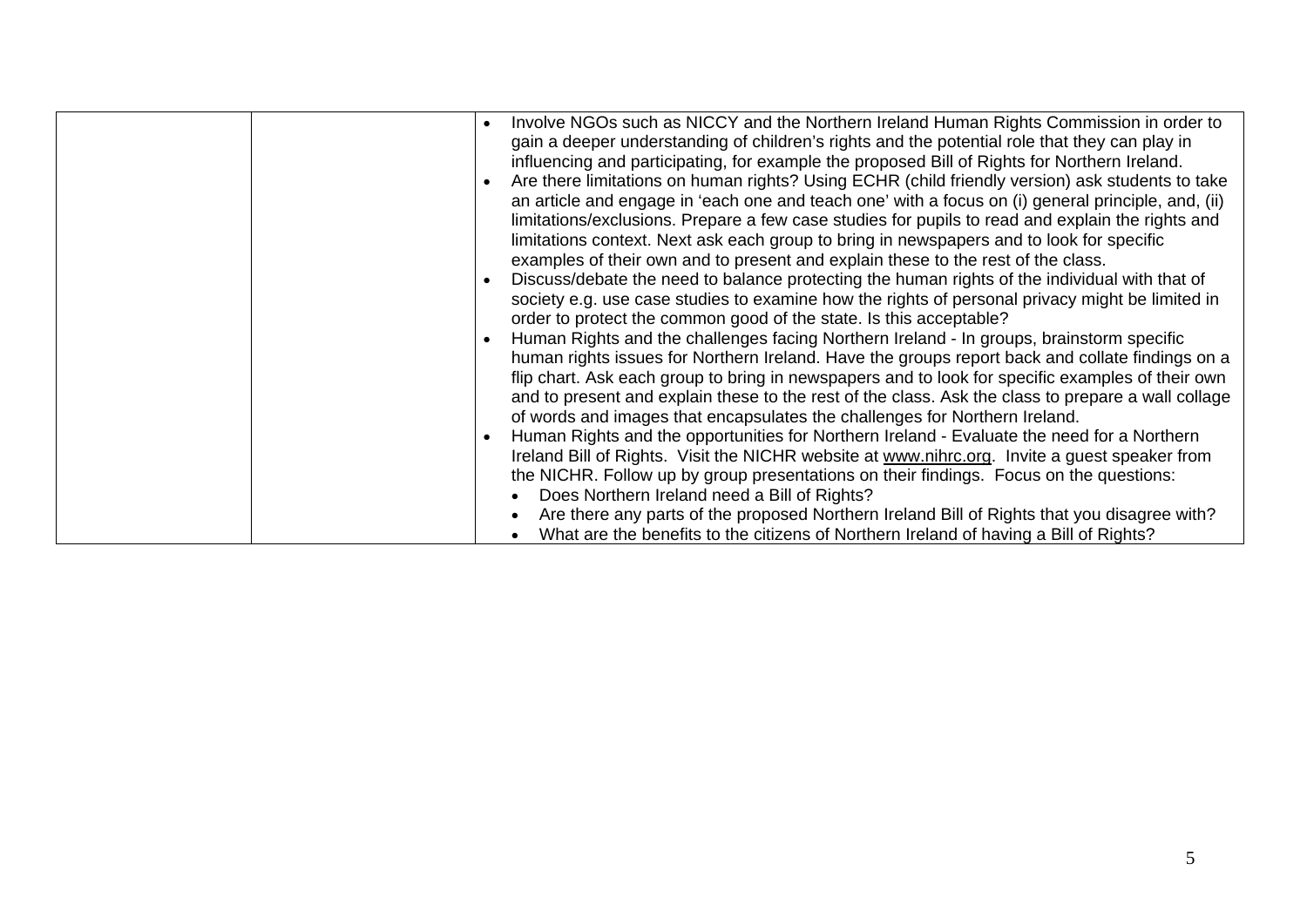| | | |
|---|---|---|
| | | • Involve NGOs such as NICCY and the Northern Ireland Human Rights Commission in order to gain a deeper understanding of children's rights and the potential role that they can play in influencing and participating, for example the proposed Bill of Rights for Northern Ireland.<br>• Are there limitations on human rights? Using ECHR (child friendly version) ask students to take an article and engage in 'each one and teach one' with a focus on (i) general principle, and, (ii) limitations/exclusions. Prepare a few case studies for pupils to read and explain the rights and limitations context. Next ask each group to bring in newspapers and to look for specific examples of their own and to present and explain these to the rest of the class.<br>• Discuss/debate the need to balance protecting the human rights of the individual with that of society e.g. use case studies to examine how the rights of personal privacy might be limited in order to protect the common good of the state. Is this acceptable?<br>• Human Rights and the challenges facing Northern Ireland - In groups, brainstorm specific human rights issues for Northern Ireland. Have the groups report back and collate findings on a flip chart. Ask each group to bring in newspapers and to look for specific examples of their own and to present and explain these to the rest of the class. Ask the class to prepare a wall collage of words and images that encapsulates the challenges for Northern Ireland.<br>• Human Rights and the opportunities for Northern Ireland - Evaluate the need for a Northern Ireland Bill of Rights. Visit the NICHR website at www.nihrc.org. Invite a guest speaker from the NICHR. Follow up by group presentations on their findings. Focus on the questions:<br>&nbsp;&nbsp;• Does Northern Ireland need a Bill of Rights?<br>&nbsp;&nbsp;• Are there any parts of the proposed Northern Ireland Bill of Rights that you disagree with?<br>&nbsp;&nbsp;• What are the benefits to the citizens of Northern Ireland of having a Bill of Rights? |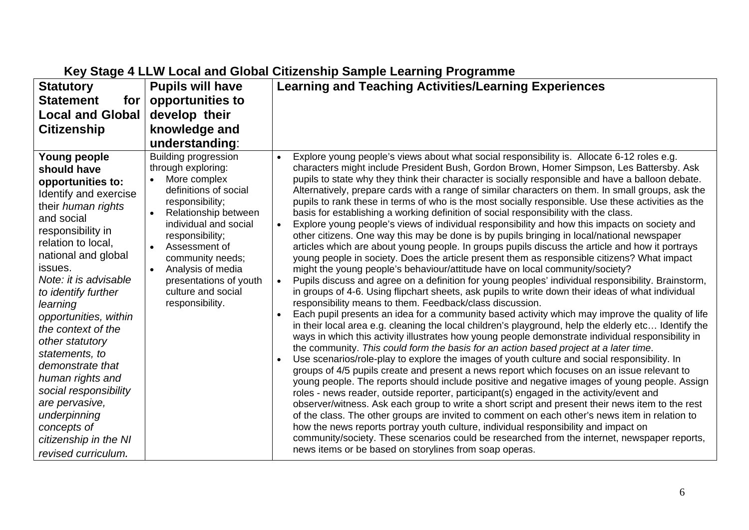# Key Stage 4 LLW Local and Global Citizenship Sample Learning Programme

| Statutory Statement for Local and Global Citizenship | Pupils will have opportunities to develop their knowledge and understanding: | Learning and Teaching Activities/Learning Experiences |
|---|---|---|
| **Young people should have opportunities to:** Identify and exercise their *human rights* and social responsibility in relation to local, national and global issues. *Note: it is advisable to identify further learning opportunities, within the context of the other statutory statements, to demonstrate that human rights and social responsibility are pervasive, underpinning concepts of citizenship in the NI revised curriculum.* | Building progression through exploring: <br>• More complex definitions of social responsibility; <br>• Relationship between individual and social responsibility; <br>• Assessment of community needs; <br>• Analysis of media presentations of youth culture and social responsibility. | • Explore young people's views about what social responsibility is. Allocate 6-12 roles e.g. characters might include President Bush, Gordon Brown, Homer Simpson, Les Battersby. Ask pupils to state why they think their character is socially responsible and have a balloon debate. Alternatively, prepare cards with a range of similar characters on them. In small groups, ask the pupils to rank these in terms of who is the most socially responsible. Use these activities as the basis for establishing a working definition of social responsibility with the class. <br>• Explore young people's views of individual responsibility and how this impacts on society and other citizens. One way this may be done is by pupils bringing in local/national newspaper articles which are about young people. In groups pupils discuss the article and how it portrays young people in society. Does the article present them as responsible citizens? What impact might the young people's behaviour/attitude have on local community/society? <br>• Pupils discuss and agree on a definition for young peoples' individual responsibility. Brainstorm, in groups of 4-6. Using flipchart sheets, ask pupils to write down their ideas of what individual responsibility means to them. Feedback/class discussion. <br>• Each pupil presents an idea for a community based activity which may improve the quality of life in their local area e.g. cleaning the local children's playground, help the elderly etc… Identify the ways in which this activity illustrates how young people demonstrate individual responsibility in the community. *This could form the basis for an action based project at a later time*. <br>• Use scenarios/role-play to explore the images of youth culture and social responsibility. In groups of 4/5 pupils create and present a news report which focuses on an issue relevant to young people. The reports should include positive and negative images of young people. Assign roles - news reader, outside reporter, participant(s) engaged in the activity/event and observer/witness. Ask each group to write a short script and present their news item to the rest of the class. The other groups are invited to comment on each other's news item in relation to how the news reports portray youth culture, individual responsibility and impact on community/society. These scenarios could be researched from the internet, newspaper reports, news items or be based on storylines from soap operas. |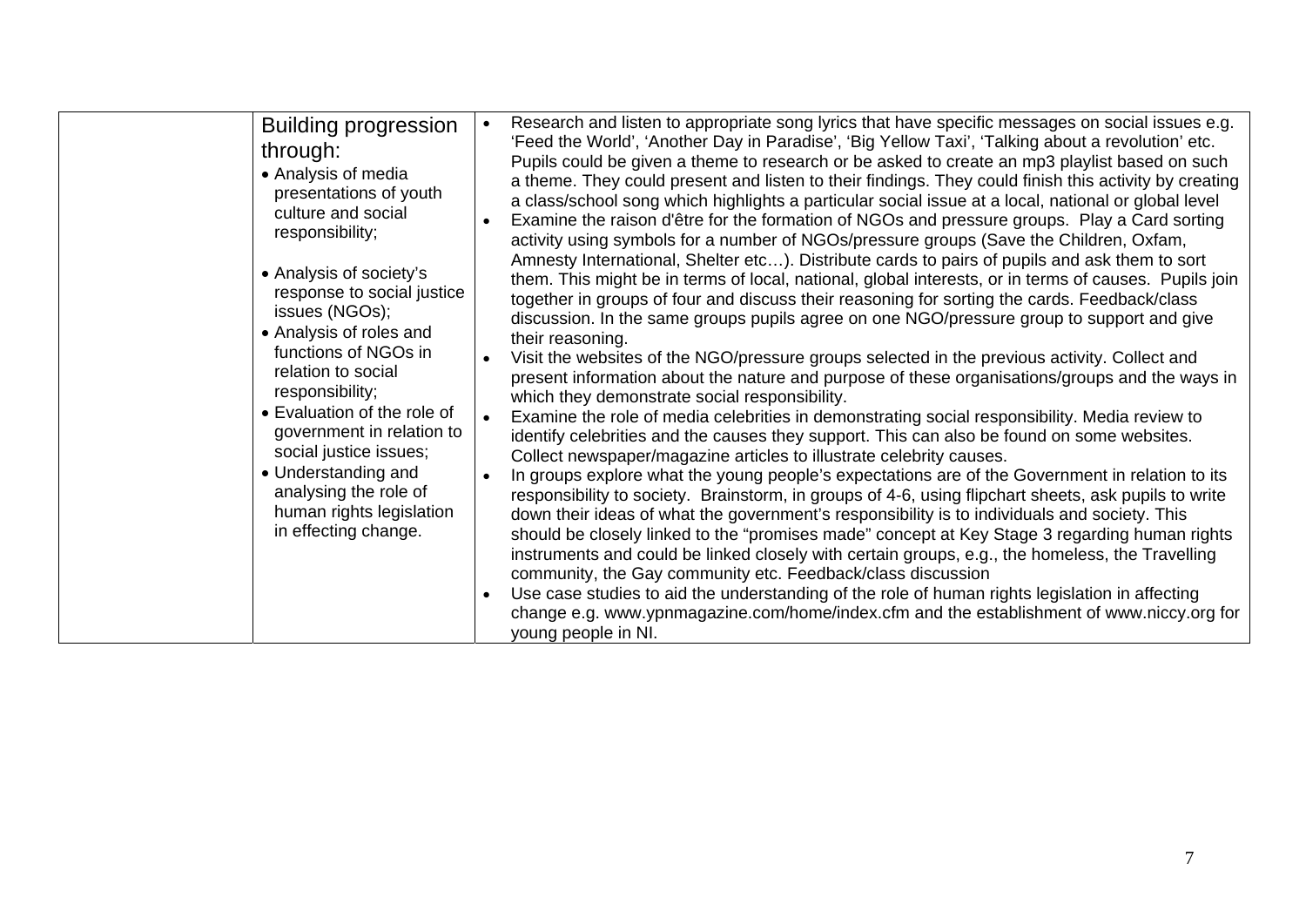| | | |
|---|---|---|
| | Building progression through:<br>• Analysis of media presentations of youth culture and social responsibility;<br><br>• Analysis of society's response to social justice issues (NGOs);<br>• Analysis of roles and functions of NGOs in relation to social responsibility;<br>• Evaluation of the role of government in relation to social justice issues;<br>• Understanding and analysing the role of human rights legislation in effecting change. | • Research and listen to appropriate song lyrics that have specific messages on social issues e.g. 'Feed the World', 'Another Day in Paradise', 'Big Yellow Taxi', 'Talking about a revolution' etc. Pupils could be given a theme to research or be asked to create an mp3 playlist based on such a theme. They could present and listen to their findings. They could finish this activity by creating a class/school song which highlights a particular social issue at a local, national or global level<br>• Examine the raison d'être for the formation of NGOs and pressure groups. Play a Card sorting activity using symbols for a number of NGOs/pressure groups (Save the Children, Oxfam, Amnesty International, Shelter etc…). Distribute cards to pairs of pupils and ask them to sort them. This might be in terms of local, national, global interests, or in terms of causes. Pupils join together in groups of four and discuss their reasoning for sorting the cards. Feedback/class discussion. In the same groups pupils agree on one NGO/pressure group to support and give their reasoning.<br>• Visit the websites of the NGO/pressure groups selected in the previous activity. Collect and present information about the nature and purpose of these organisations/groups and the ways in which they demonstrate social responsibility.<br>• Examine the role of media celebrities in demonstrating social responsibility. Media review to identify celebrities and the causes they support. This can also be found on some websites. Collect newspaper/magazine articles to illustrate celebrity causes.<br>• In groups explore what the young people's expectations are of the Government in relation to its responsibility to society. Brainstorm, in groups of 4-6, using flipchart sheets, ask pupils to write down their ideas of what the government's responsibility is to individuals and society. This should be closely linked to the "promises made" concept at Key Stage 3 regarding human rights instruments and could be linked closely with certain groups, e.g., the homeless, the Travelling community, the Gay community etc. Feedback/class discussion<br>• Use case studies to aid the understanding of the role of human rights legislation in affecting change e.g. www.ypnmagazine.com/home/index.cfm and the establishment of www.niccy.org for young people in NI. |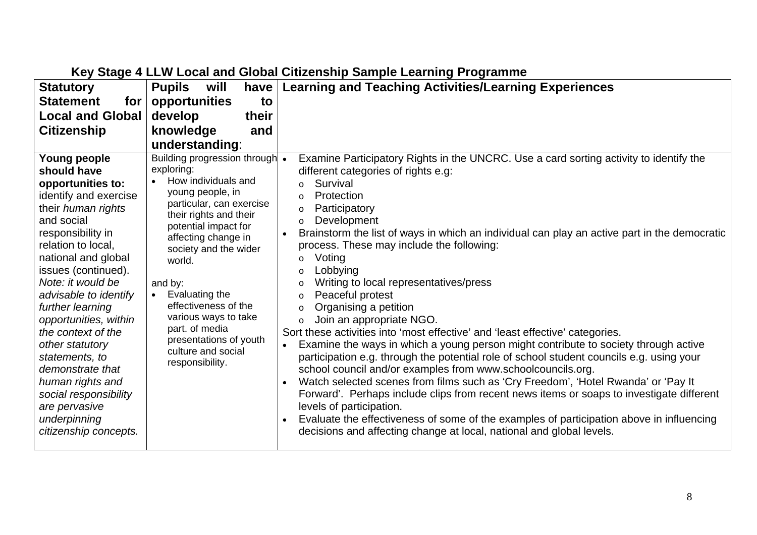## Key Stage 4 LLW Local and Global Citizenship Sample Learning Programme

| Statutory Statement for Local and Global Citizenship | Pupils will have opportunities to develop their knowledge and understanding: | Learning and Teaching Activities/Learning Experiences |
|---|---|---|
| **Young people should have opportunities to:** identify and exercise their *human rights* and social responsibility in relation to local, national and global issues (continued).<br>*Note: it would be advisable to identify further learning opportunities, within the context of the other statutory statements, to demonstrate that human rights and social responsibility are pervasive underpinning citizenship concepts.* | Building progression through exploring:<br>• How individuals and young people, in particular, can exercise their rights and their potential impact for affecting change in society and the wider world.<br><br>and by:<br>• Evaluating the effectiveness of the various ways to take part. of media presentations of youth culture and social responsibility. | • Examine Participatory Rights in the UNCRC. Use a card sorting activity to identify the different categories of rights e.g:<br>  o Survival<br>  o Protection<br>  o Participatory<br>  o Development<br>• Brainstorm the list of ways in which an individual can play an active part in the democratic process. These may include the following:<br>  o Voting<br>  o Lobbying<br>  o Writing to local representatives/press<br>  o Peaceful protest<br>  o Organising a petition<br>  o Join an appropriate NGO.<br>Sort these activities into 'most effective' and 'least effective' categories.<br>• Examine the ways in which a young person might contribute to society through active participation e.g. through the potential role of school student councils e.g. using your school council and/or examples from www.schoolcouncils.org.<br>• Watch selected scenes from films such as 'Cry Freedom', 'Hotel Rwanda' or 'Pay It Forward'. Perhaps include clips from recent news items or soaps to investigate different levels of participation.<br>• Evaluate the effectiveness of some of the examples of participation above in influencing decisions and affecting change at local, national and global levels. |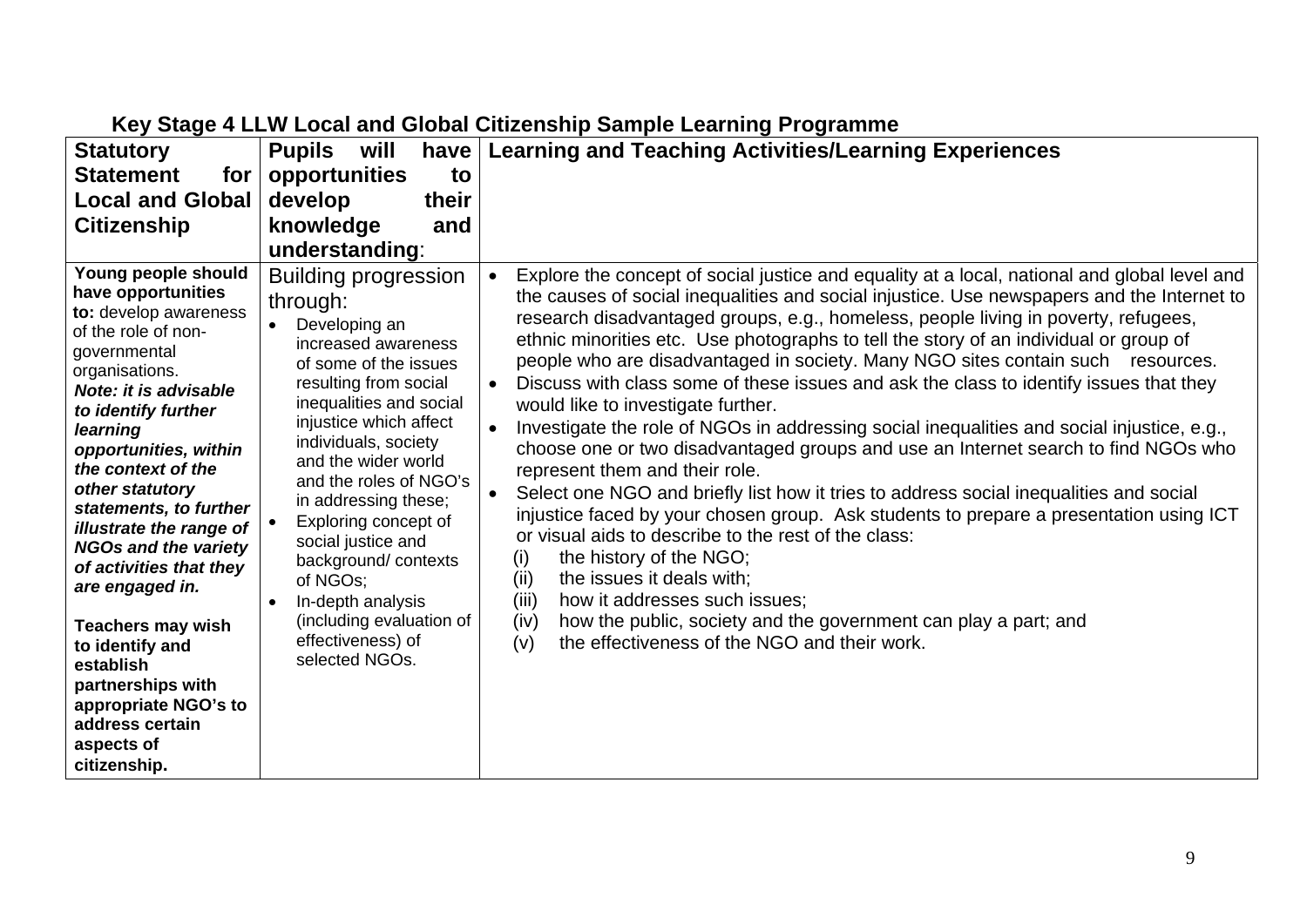**Key Stage 4 LLW Local and Global Citizenship Sample Learning Programme**

| Statutory Statement for Local and Global Citizenship | Pupils will have opportunities to develop their knowledge and understanding: | Learning and Teaching Activities/Learning Experiences |
|---|---|---|
| **Young people should have opportunities to:** develop awareness of the role of non-governmental organisations.<br>***Note: it is advisable to identify further learning opportunities, within the context of the other statutory statements, to further illustrate the range of NGOs and the variety of activities that they are engaged in.***<br><br>**Teachers may wish to identify and establish partnerships with appropriate NGO's to address certain aspects of citizenship.** | Building progression through:<br>• Developing an increased awareness of some of the issues resulting from social inequalities and social injustice which affect individuals, society and the wider world and the roles of NGO's in addressing these;<br>• Exploring concept of social justice and background/ contexts of NGOs;<br>• In-depth analysis (including evaluation of effectiveness) of selected NGOs. | • Explore the concept of social justice and equality at a local, national and global level and the causes of social inequalities and social injustice. Use newspapers and the Internet to research disadvantaged groups, e.g., homeless, people living in poverty, refugees, ethnic minorities etc. Use photographs to tell the story of an individual or group of people who are disadvantaged in society. Many NGO sites contain such resources.<br>• Discuss with class some of these issues and ask the class to identify issues that they would like to investigate further.<br>• Investigate the role of NGOs in addressing social inequalities and social injustice, e.g., choose one or two disadvantaged groups and use an Internet search to find NGOs who represent them and their role.<br>• Select one NGO and briefly list how it tries to address social inequalities and social injustice faced by your chosen group. Ask students to prepare a presentation using ICT or visual aids to describe to the rest of the class:<br>(i) the history of the NGO;<br>(ii) the issues it deals with;<br>(iii) how it addresses such issues;<br>(iv) how the public, society and the government can play a part; and<br>(v) the effectiveness of the NGO and their work. |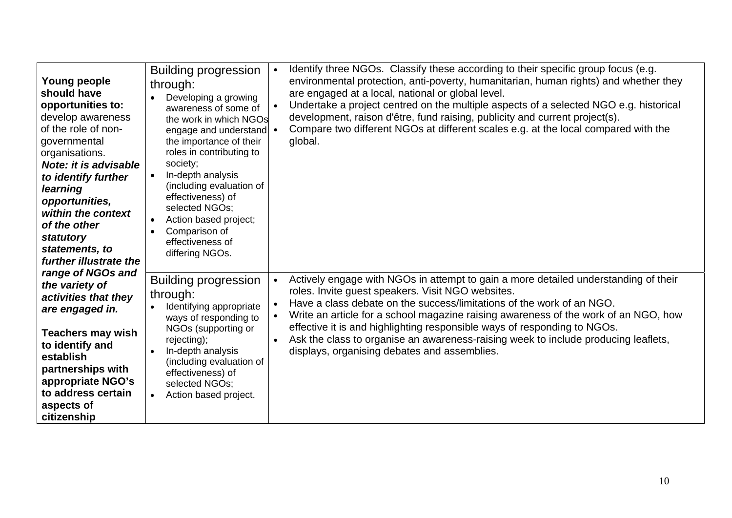| | | |
|---|---|---|
| **Young people should have opportunities to:** develop awareness of the role of non-governmental organisations. ***Note: it is advisable to identify further learning opportunities, within the context of the other statutory statements, to further illustrate the range of NGOs and the variety of activities that they are engaged in.*** **Teachers may wish to identify and establish partnerships with appropriate NGO's to address certain aspects of citizenship** | Building progression through: <br>• Developing a growing awareness of some of the work in which NGOs engage and understand the importance of their roles in contributing to society; <br>• In-depth analysis (including evaluation of effectiveness) of selected NGOs; <br>• Action based project; <br>• Comparison of effectiveness of differing NGOs. | • Identify three NGOs. Classify these according to their specific group focus (e.g. environmental protection, anti-poverty, humanitarian, human rights) and whether they are engaged at a local, national or global level. <br>• Undertake a project centred on the multiple aspects of a selected NGO e.g. historical development, raison d'être, fund raising, publicity and current project(s). <br>• Compare two different NGOs at different scales e.g. at the local compared with the global. |
| | Building progression through: <br>• Identifying appropriate ways of responding to NGOs (supporting or rejecting); <br>• In-depth analysis (including evaluation of effectiveness) of selected NGOs; <br>• Action based project. | • Actively engage with NGOs in attempt to gain a more detailed understanding of their roles. Invite guest speakers. Visit NGO websites. <br>• Have a class debate on the success/limitations of the work of an NGO. <br>• Write an article for a school magazine raising awareness of the work of an NGO, how effective it is and highlighting responsible ways of responding to NGOs. <br>• Ask the class to organise an awareness-raising week to include producing leaflets, displays, organising debates and assemblies. |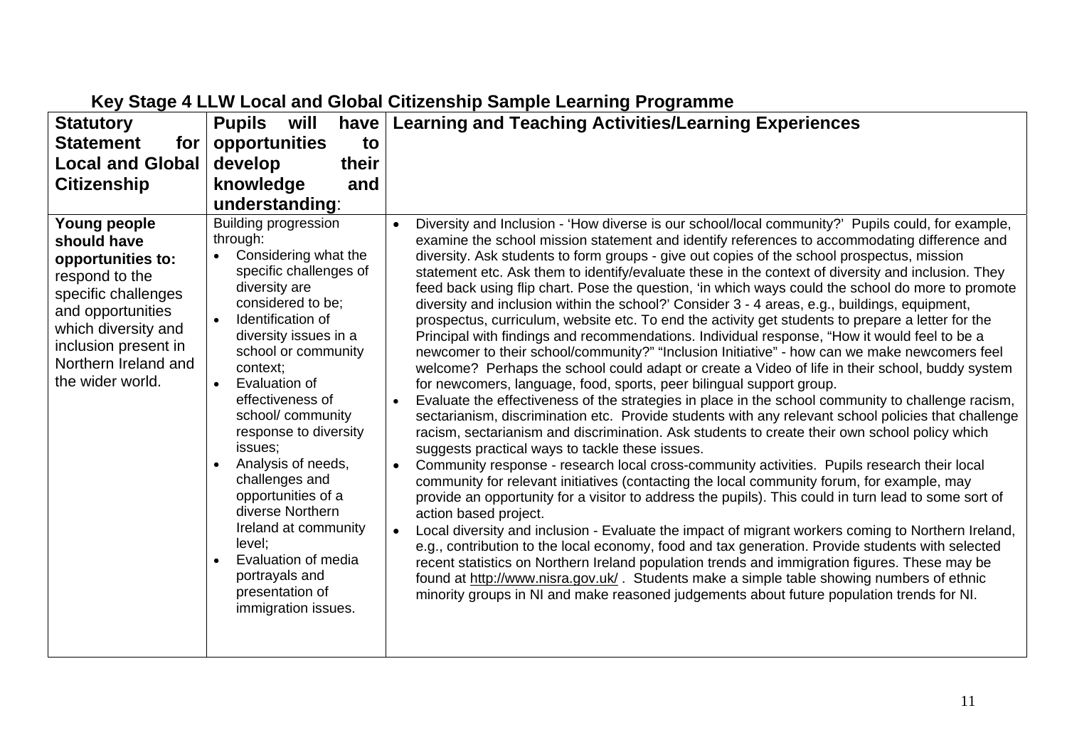## Key Stage 4 LLW Local and Global Citizenship Sample Learning Programme

| Statutory Statement for Local and Global Citizenship | Pupils will have opportunities to develop their knowledge and understanding: | Learning and Teaching Activities/Learning Experiences |
|---|---|---|
| **Young people should have opportunities to:** respond to the specific challenges and opportunities which diversity and inclusion present in Northern Ireland and the wider world. | Building progression through:<br>• Considering what the specific challenges of diversity are considered to be;<br>• Identification of diversity issues in a school or community context;<br>• Evaluation of effectiveness of school/ community response to diversity issues;<br>• Analysis of needs, challenges and opportunities of a diverse Northern Ireland at community level;<br>• Evaluation of media portrayals and presentation of immigration issues. | • Diversity and Inclusion - 'How diverse is our school/local community?' Pupils could, for example, examine the school mission statement and identify references to accommodating difference and diversity. Ask students to form groups - give out copies of the school prospectus, mission statement etc. Ask them to identify/evaluate these in the context of diversity and inclusion. They feed back using flip chart. Pose the question, 'in which ways could the school do more to promote diversity and inclusion within the school?' Consider 3 - 4 areas, e.g., buildings, equipment, prospectus, curriculum, website etc. To end the activity get students to prepare a letter for the Principal with findings and recommendations. Individual response, "How it would feel to be a newcomer to their school/community?" "Inclusion Initiative" - how can we make newcomers feel welcome? Perhaps the school could adapt or create a Video of life in their school, buddy system for newcomers, language, food, sports, peer bilingual support group.<br>• Evaluate the effectiveness of the strategies in place in the school community to challenge racism, sectarianism, discrimination etc. Provide students with any relevant school policies that challenge racism, sectarianism and discrimination. Ask students to create their own school policy which suggests practical ways to tackle these issues.<br>• Community response - research local cross-community activities. Pupils research their local community for relevant initiatives (contacting the local community forum, for example, may provide an opportunity for a visitor to address the pupils). This could in turn lead to some sort of action based project.<br>• Local diversity and inclusion - Evaluate the impact of migrant workers coming to Northern Ireland, e.g., contribution to the local economy, food and tax generation. Provide students with selected recent statistics on Northern Ireland population trends and immigration figures. These may be found at http://www.nisra.gov.uk/ . Students make a simple table showing numbers of ethnic minority groups in NI and make reasoned judgements about future population trends for NI. |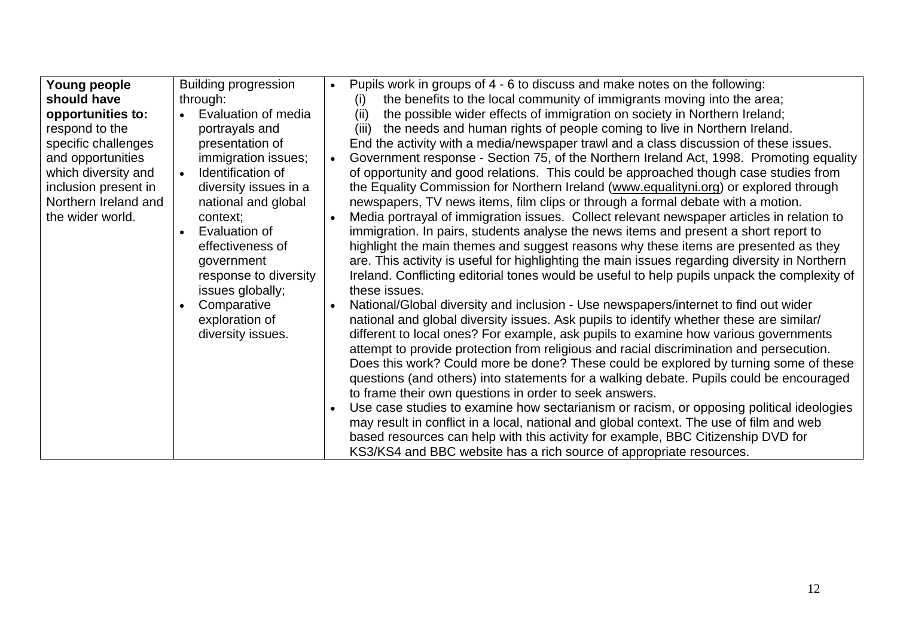| **Young people should have opportunities to:** respond to the specific challenges and opportunities which diversity and inclusion present in Northern Ireland and the wider world. | Building progression through: <br>• Evaluation of media portrayals and presentation of immigration issues; <br>• Identification of diversity issues in a national and global context; <br>• Evaluation of effectiveness of government response to diversity issues globally; <br>• Comparative exploration of diversity issues. | • Pupils work in groups of 4 - 6 to discuss and make notes on the following: <br>(i) the benefits to the local community of immigrants moving into the area; <br>(ii) the possible wider effects of immigration on society in Northern Ireland; <br>(iii) the needs and human rights of people coming to live in Northern Ireland. <br>End the activity with a media/newspaper trawl and a class discussion of these issues. <br>• Government response - Section 75, of the Northern Ireland Act, 1998. Promoting equality of opportunity and good relations. This could be approached though case studies from the Equality Commission for Northern Ireland (www.equalityni.org) or explored through newspapers, TV news items, film clips or through a formal debate with a motion. <br>• Media portrayal of immigration issues. Collect relevant newspaper articles in relation to immigration. In pairs, students analyse the news items and present a short report to highlight the main themes and suggest reasons why these items are presented as they are. This activity is useful for highlighting the main issues regarding diversity in Northern Ireland. Conflicting editorial tones would be useful to help pupils unpack the complexity of these issues. <br>• National/Global diversity and inclusion - Use newspapers/internet to find out wider national and global diversity issues. Ask pupils to identify whether these are similar/ different to local ones? For example, ask pupils to examine how various governments attempt to provide protection from religious and racial discrimination and persecution. Does this work? Could more be done? These could be explored by turning some of these questions (and others) into statements for a walking debate. Pupils could be encouraged to frame their own questions in order to seek answers. <br>• Use case studies to examine how sectarianism or racism, or opposing political ideologies may result in conflict in a local, national and global context. The use of film and web based resources can help with this activity for example, BBC Citizenship DVD for KS3/KS4 and BBC website has a rich source of appropriate resources. |
|---|---|---|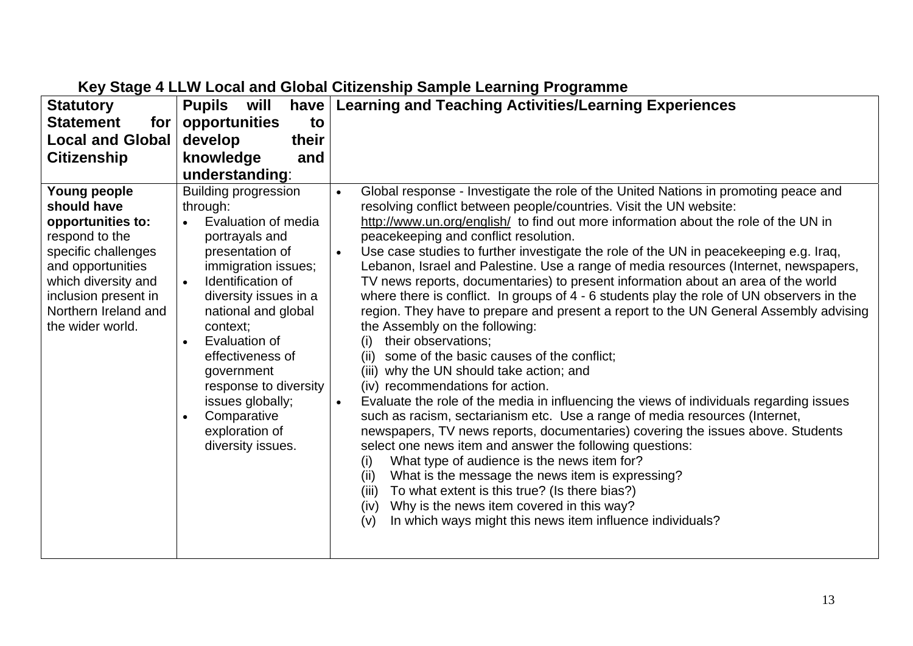## Key Stage 4 LLW Local and Global Citizenship Sample Learning Programme

| Statutory Statement for Local and Global Citizenship | Pupils will have opportunities to develop their knowledge and understanding: | Learning and Teaching Activities/Learning Experiences |
|---|---|---|
| **Young people should have opportunities to:** respond to the specific challenges and opportunities which diversity and inclusion present in Northern Ireland and the wider world. | Building progression through:<br>• Evaluation of media portrayals and presentation of immigration issues;<br>• Identification of diversity issues in a national and global context;<br>• Evaluation of effectiveness of government response to diversity issues globally;<br>• Comparative exploration of diversity issues. | • Global response - Investigate the role of the United Nations in promoting peace and resolving conflict between people/countries. Visit the UN website: http://www.un.org/english/ to find out more information about the role of the UN in peacekeeping and conflict resolution.<br>• Use case studies to further investigate the role of the UN in peacekeeping e.g. Iraq, Lebanon, Israel and Palestine. Use a range of media resources (Internet, newspapers, TV news reports, documentaries) to present information about an area of the world where there is conflict. In groups of 4 - 6 students play the role of UN observers in the region. They have to prepare and present a report to the UN General Assembly advising the Assembly on the following:<br>(i) their observations;<br>(ii) some of the basic causes of the conflict;<br>(iii) why the UN should take action; and<br>(iv) recommendations for action.<br>• Evaluate the role of the media in influencing the views of individuals regarding issues such as racism, sectarianism etc. Use a range of media resources (Internet, newspapers, TV news reports, documentaries) covering the issues above. Students select one news item and answer the following questions:<br>(i) What type of audience is the news item for?<br>(ii) What is the message the news item is expressing?<br>(iii) To what extent is this true? (Is there bias?)<br>(iv) Why is the news item covered in this way?<br>(v) In which ways might this news item influence individuals? |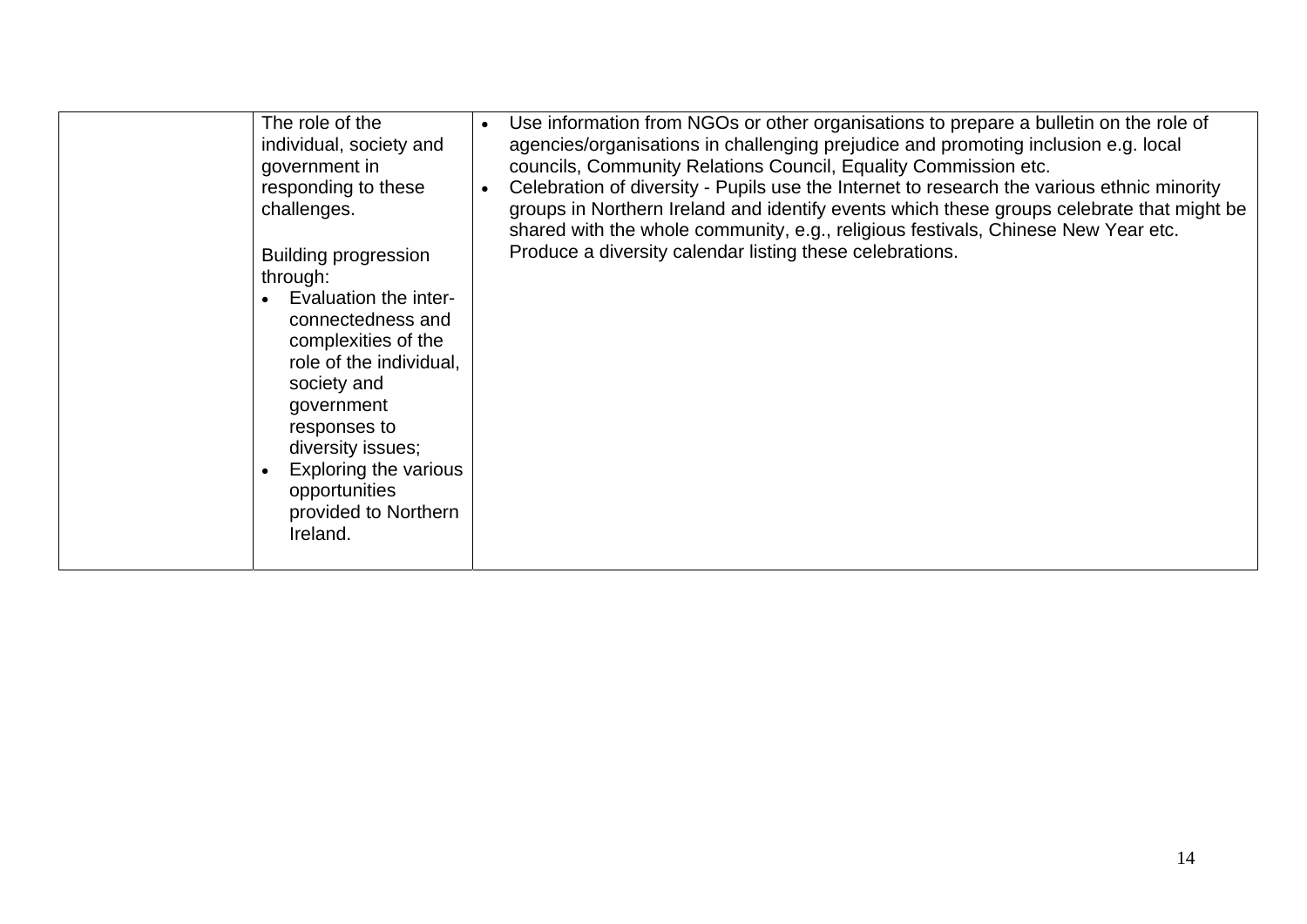| | | |
|---|---|---|
| | The role of the individual, society and government in responding to these challenges.<br><br>Building progression through:<br>• Evaluation the inter-connectedness and complexities of the role of the individual, society and government responses to diversity issues;<br>• Exploring the various opportunities provided to Northern Ireland. | • Use information from NGOs or other organisations to prepare a bulletin on the role of agencies/organisations in challenging prejudice and promoting inclusion e.g. local councils, Community Relations Council, Equality Commission etc.<br>• Celebration of diversity - Pupils use the Internet to research the various ethnic minority groups in Northern Ireland and identify events which these groups celebrate that might be shared with the whole community, e.g., religious festivals, Chinese New Year etc. Produce a diversity calendar listing these celebrations. |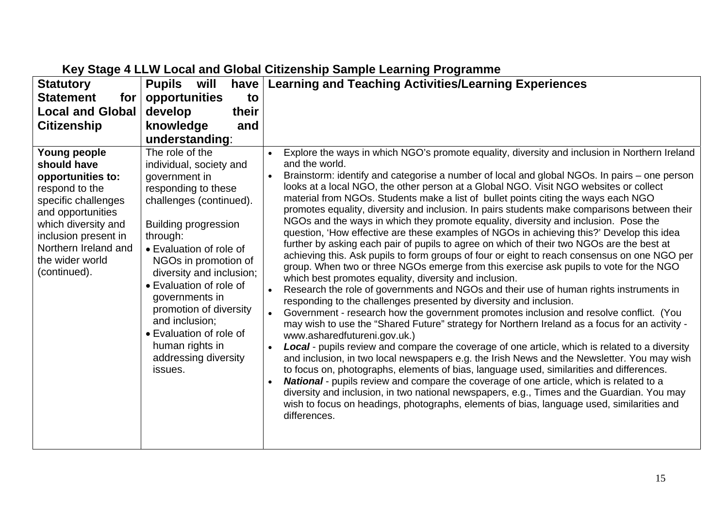## Key Stage 4 LLW Local and Global Citizenship Sample Learning Programme

| Statutory Statement for Local and Global Citizenship | Pupils will have opportunities to develop their knowledge and understanding: | Learning and Teaching Activities/Learning Experiences |
|---|---|---|
| **Young people should have opportunities to:** respond to the specific challenges and opportunities which diversity and inclusion present in Northern Ireland and the wider world (continued). | The role of the individual, society and government in responding to these challenges (continued).<br><br>Building progression through:<br>• Evaluation of role of NGOs in promotion of diversity and inclusion;<br>• Evaluation of role of governments in promotion of diversity and inclusion;<br>• Evaluation of role of human rights in addressing diversity issues. | • Explore the ways in which NGO's promote equality, diversity and inclusion in Northern Ireland and the world.<br>• Brainstorm: identify and categorise a number of local and global NGOs. In pairs – one person looks at a local NGO, the other person at a Global NGO. Visit NGO websites or collect material from NGOs. Students make a list of bullet points citing the ways each NGO promotes equality, diversity and inclusion. In pairs students make comparisons between their NGOs and the ways in which they promote equality, diversity and inclusion. Pose the question, 'How effective are these examples of NGOs in achieving this?' Develop this idea further by asking each pair of pupils to agree on which of their two NGOs are the best at achieving this. Ask pupils to form groups of four or eight to reach consensus on one NGO per group. When two or three NGOs emerge from this exercise ask pupils to vote for the NGO which best promotes equality, diversity and inclusion.<br>• Research the role of governments and NGOs and their use of human rights instruments in responding to the challenges presented by diversity and inclusion.<br>• Government - research how the government promotes inclusion and resolve conflict. (You may wish to use the "Shared Future" strategy for Northern Ireland as a focus for an activity - www.asharedfutureni.gov.uk.)<br>• ***Local*** - pupils review and compare the coverage of one article, which is related to a diversity and inclusion, in two local newspapers e.g. the Irish News and the Newsletter. You may wish to focus on, photographs, elements of bias, language used, similarities and differences.<br>• ***National*** - pupils review and compare the coverage of one article, which is related to a diversity and inclusion, in two national newspapers, e.g., Times and the Guardian. You may wish to focus on headings, photographs, elements of bias, language used, similarities and differences. |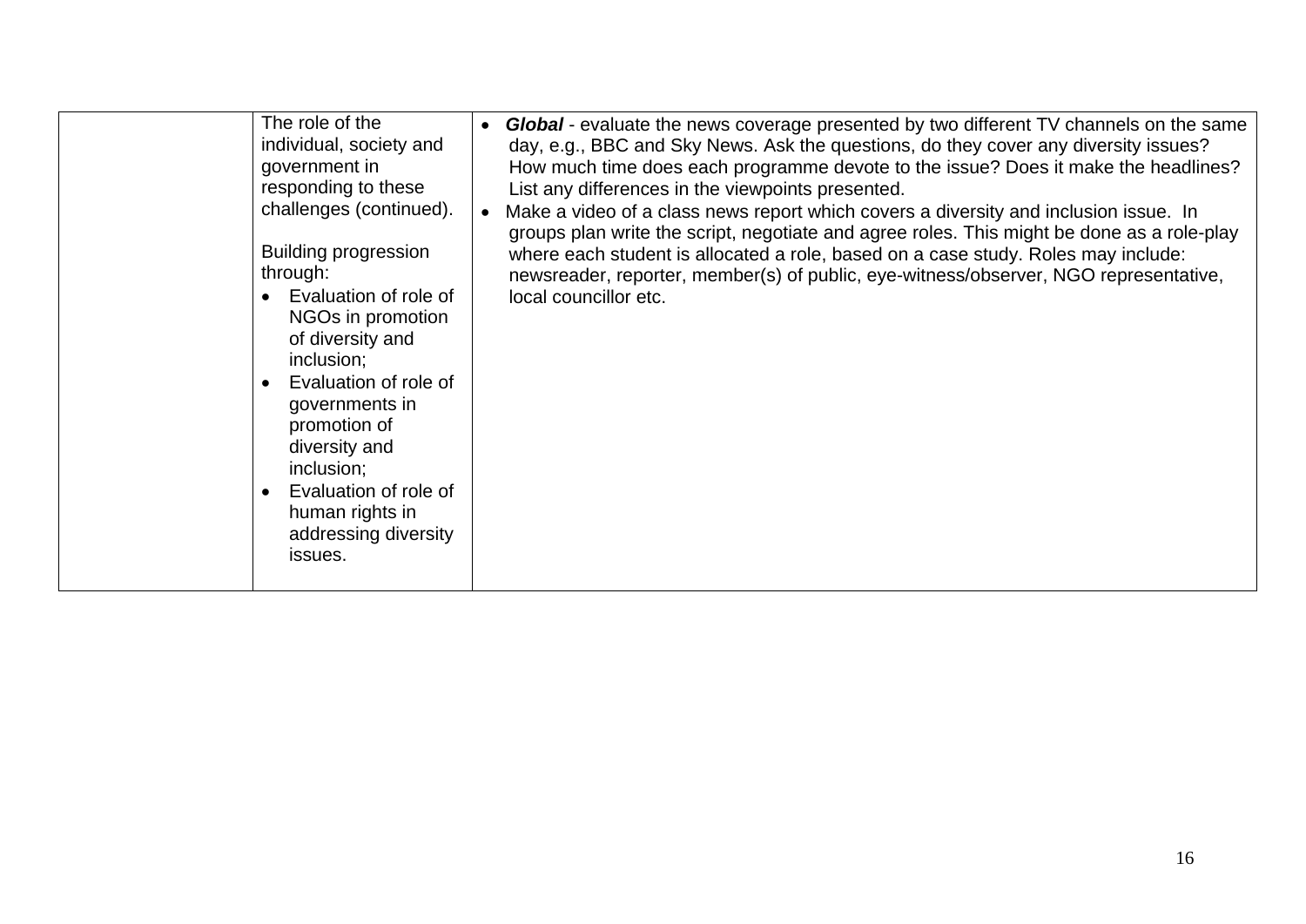| | | |
|---|---|---|
| | The role of the individual, society and government in responding to these challenges (continued).<br><br>Building progression through:<br>• Evaluation of role of NGOs in promotion of diversity and inclusion;<br>• Evaluation of role of governments in promotion of diversity and inclusion;<br>• Evaluation of role of human rights in addressing diversity issues. | • ***Global*** - evaluate the news coverage presented by two different TV channels on the same day, e.g., BBC and Sky News. Ask the questions, do they cover any diversity issues? How much time does each programme devote to the issue? Does it make the headlines? List any differences in the viewpoints presented.<br>• Make a video of a class news report which covers a diversity and inclusion issue. In groups plan write the script, negotiate and agree roles. This might be done as a role-play where each student is allocated a role, based on a case study. Roles may include: newsreader, reporter, member(s) of public, eye-witness/observer, NGO representative, local councillor etc. |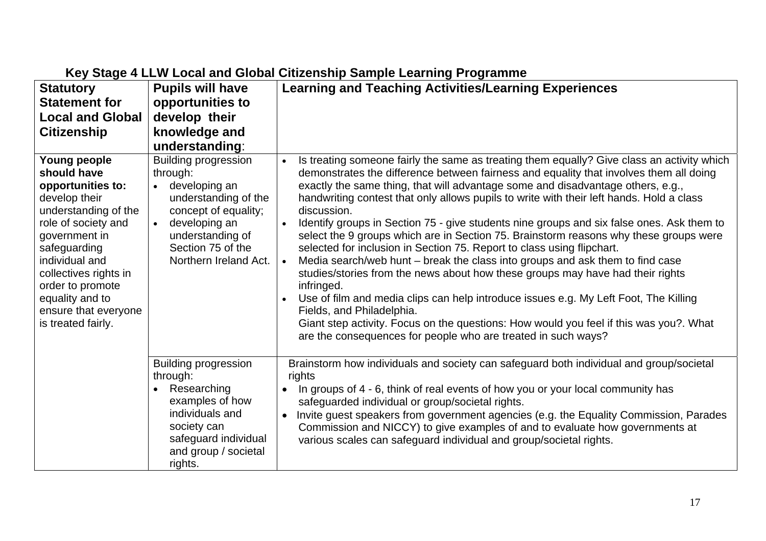## Key Stage 4 LLW Local and Global Citizenship Sample Learning Programme

| Statutory Statement for Local and Global Citizenship | Pupils will have opportunities to develop their knowledge and understanding: | Learning and Teaching Activities/Learning Experiences |
|---|---|---|
| **Young people should have opportunities to:** develop their understanding of the role of society and government in safeguarding individual and collectives rights in order to promote equality and to ensure that everyone is treated fairly. | Building progression through:<br>• developing an understanding of the concept of equality;<br>• developing an understanding of Section 75 of the Northern Ireland Act. | • Is treating someone fairly the same as treating them equally? Give class an activity which demonstrates the difference between fairness and equality that involves them all doing exactly the same thing, that will advantage some and disadvantage others, e.g., handwriting contest that only allows pupils to write with their left hands. Hold a class discussion.<br>• Identify groups in Section 75 - give students nine groups and six false ones. Ask them to select the 9 groups which are in Section 75. Brainstorm reasons why these groups were selected for inclusion in Section 75. Report to class using flipchart.<br>• Media search/web hunt – break the class into groups and ask them to find case studies/stories from the news about how these groups may have had their rights infringed.<br>• Use of film and media clips can help introduce issues e.g. My Left Foot, The Killing Fields, and Philadelphia.<br>Giant step activity. Focus on the questions: How would you feel if this was you?. What are the consequences for people who are treated in such ways? |
| | Building progression through:<br>• Researching examples of how individuals and society can safeguard individual and group / societal rights. | Brainstorm how individuals and society can safeguard both individual and group/societal rights<br>• In groups of 4 - 6, think of real events of how you or your local community has safeguarded individual or group/societal rights.<br>• Invite guest speakers from government agencies (e.g. the Equality Commission, Parades Commission and NICCY) to give examples of and to evaluate how governments at various scales can safeguard individual and group/societal rights. |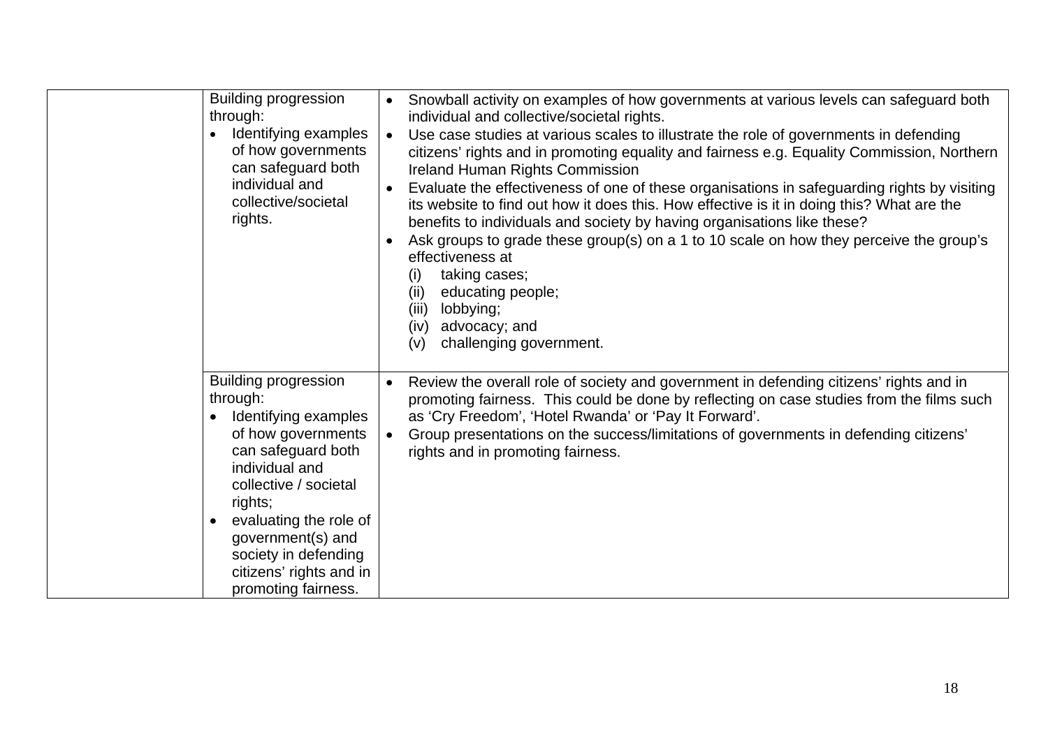| | | |
|---|---|---|
| | Building progression through:<br>• Identifying examples of how governments can safeguard both individual and collective/societal rights. | • Snowball activity on examples of how governments at various levels can safeguard both individual and collective/societal rights.<br>• Use case studies at various scales to illustrate the role of governments in defending citizens' rights and in promoting equality and fairness e.g. Equality Commission, Northern Ireland Human Rights Commission<br>• Evaluate the effectiveness of one of these organisations in safeguarding rights by visiting its website to find out how it does this. How effective is it in doing this? What are the benefits to individuals and society by having organisations like these?<br>• Ask groups to grade these group(s) on a 1 to 10 scale on how they perceive the group's effectiveness at<br>(i) taking cases;<br>(ii) educating people;<br>(iii) lobbying;<br>(iv) advocacy; and<br>(v) challenging government. |
| | Building progression through:<br>• Identifying examples of how governments can safeguard both individual and collective / societal rights;<br>• evaluating the role of government(s) and society in defending citizens' rights and in promoting fairness. | • Review the overall role of society and government in defending citizens' rights and in promoting fairness. This could be done by reflecting on case studies from the films such as 'Cry Freedom', 'Hotel Rwanda' or 'Pay It Forward'.<br>• Group presentations on the success/limitations of governments in defending citizens' rights and in promoting fairness. |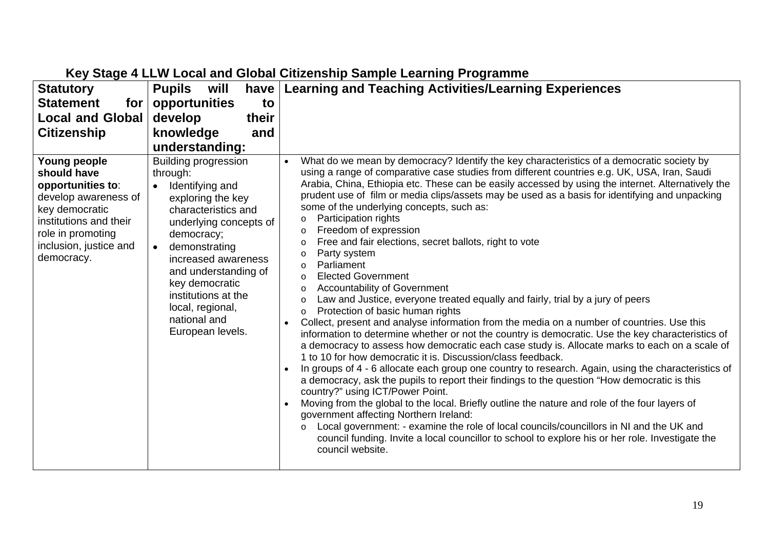### Key Stage 4 LLW Local and Global Citizenship Sample Learning Programme

| Statutory Statement for Local and Global Citizenship | Pupils will have opportunities to develop their knowledge and understanding: | Learning and Teaching Activities/Learning Experiences |
|---|---|---|
| **Young people should have opportunities to**: develop awareness of key democratic institutions and their role in promoting inclusion, justice and democracy. | Building progression through:<br>• Identifying and exploring the key characteristics and underlying concepts of democracy;<br>• demonstrating increased awareness and understanding of key democratic institutions at the local, regional, national and European levels. | • What do we mean by democracy? Identify the key characteristics of a democratic society by using a range of comparative case studies from different countries e.g. UK, USA, Iran, Saudi Arabia, China, Ethiopia etc. These can be easily accessed by using the internet. Alternatively the prudent use of film or media clips/assets may be used as a basis for identifying and unpacking some of the underlying concepts, such as:<br>  o Participation rights<br>  o Freedom of expression<br>  o Free and fair elections, secret ballots, right to vote<br>  o Party system<br>  o Parliament<br>  o Elected Government<br>  o Accountability of Government<br>  o Law and Justice, everyone treated equally and fairly, trial by a jury of peers<br>  o Protection of basic human rights<br>• Collect, present and analyse information from the media on a number of countries. Use this information to determine whether or not the country is democratic. Use the key characteristics of a democracy to assess how democratic each case study is. Allocate marks to each on a scale of 1 to 10 for how democratic it is. Discussion/class feedback.<br>• In groups of 4 - 6 allocate each group one country to research. Again, using the characteristics of a democracy, ask the pupils to report their findings to the question "How democratic is this country?" using ICT/Power Point.<br>• Moving from the global to the local. Briefly outline the nature and role of the four layers of government affecting Northern Ireland:<br>  o Local government: - examine the role of local councils/councillors in NI and the UK and council funding. Invite a local councillor to school to explore his or her role. Investigate the council website. |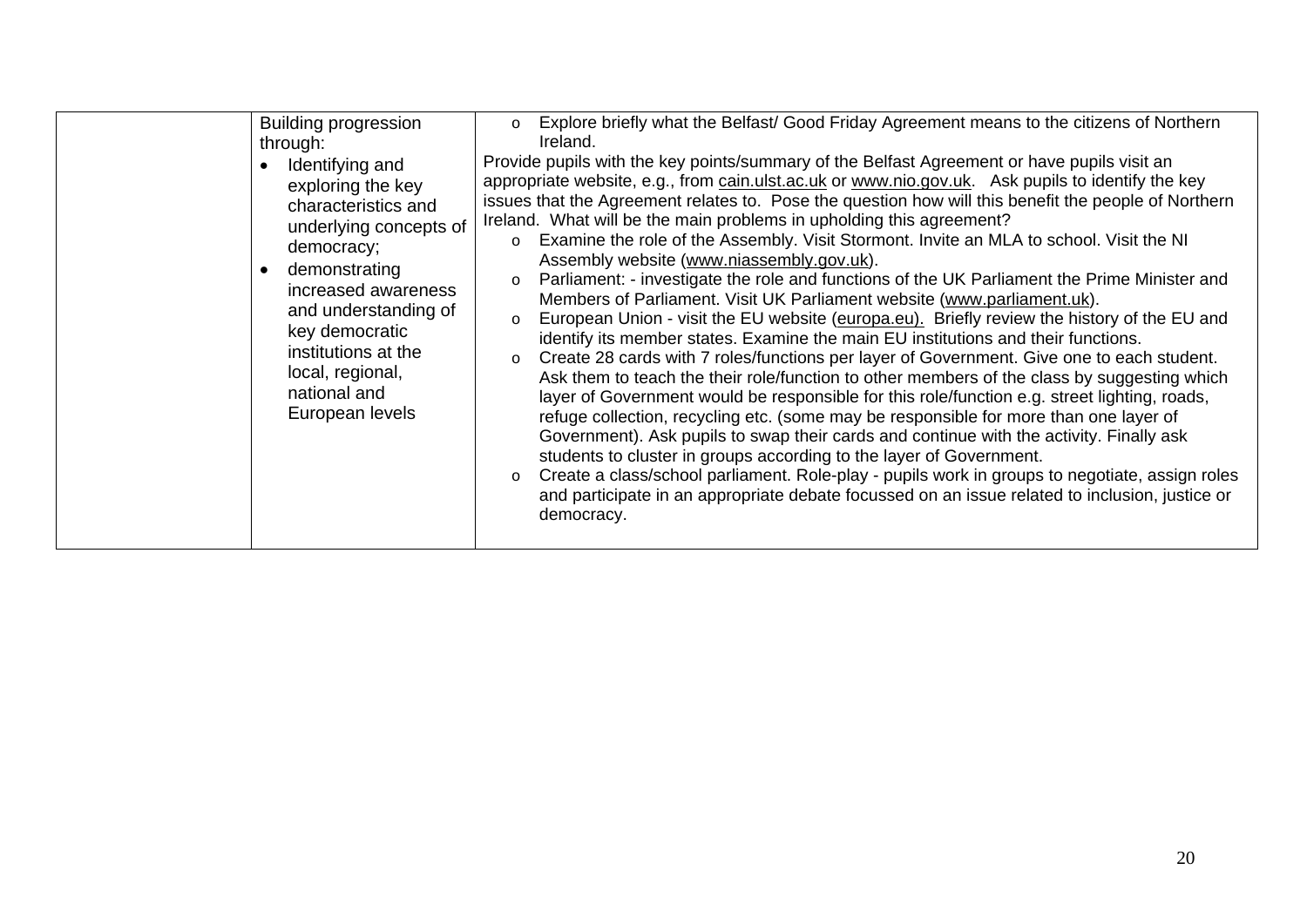| | | |
|---|---|---|
| | Building progression through:<br>• Identifying and exploring the key characteristics and underlying concepts of democracy;<br>• demonstrating increased awareness and understanding of key democratic institutions at the local, regional, national and European levels | o Explore briefly what the Belfast/ Good Friday Agreement means to the citizens of Northern Ireland.<br>Provide pupils with the key points/summary of the Belfast Agreement or have pupils visit an appropriate website, e.g., from cain.ulst.ac.uk or www.nio.gov.uk. Ask pupils to identify the key issues that the Agreement relates to. Pose the question how will this benefit the people of Northern Ireland. What will be the main problems in upholding this agreement?<br>o Examine the role of the Assembly. Visit Stormont. Invite an MLA to school. Visit the NI Assembly website (www.niassembly.gov.uk).<br>o Parliament: - investigate the role and functions of the UK Parliament the Prime Minister and Members of Parliament. Visit UK Parliament website (www.parliament.uk).<br>o European Union - visit the EU website (europa.eu). Briefly review the history of the EU and identify its member states. Examine the main EU institutions and their functions.<br>o Create 28 cards with 7 roles/functions per layer of Government. Give one to each student. Ask them to teach the their role/function to other members of the class by suggesting which layer of Government would be responsible for this role/function e.g. street lighting, roads, refuge collection, recycling etc. (some may be responsible for more than one layer of Government). Ask pupils to swap their cards and continue with the activity. Finally ask students to cluster in groups according to the layer of Government.<br>o Create a class/school parliament. Role-play - pupils work in groups to negotiate, assign roles and participate in an appropriate debate focussed on an issue related to inclusion, justice or democracy. |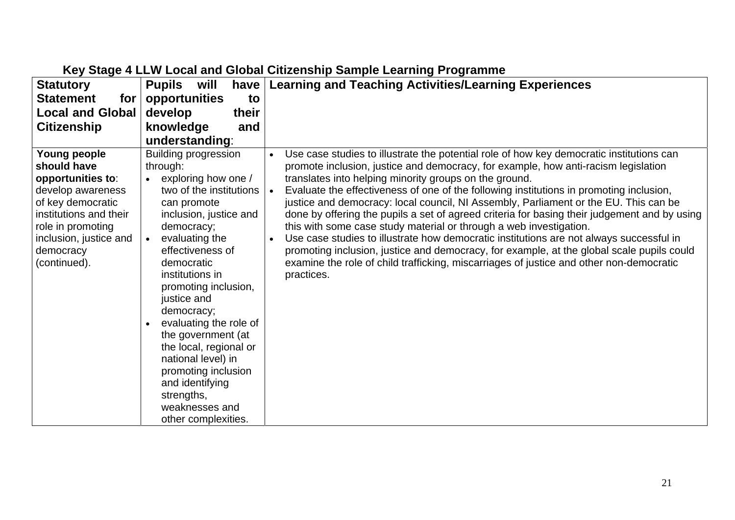## Key Stage 4 LLW Local and Global Citizenship Sample Learning Programme

| Statutory Statement for Local and Global Citizenship | Pupils will have opportunities to develop their knowledge and understanding: | Learning and Teaching Activities/Learning Experiences |
|---|---|---|
| **Young people should have opportunities to**: develop awareness of key democratic institutions and their role in promoting inclusion, justice and democracy (continued). | Building progression through:<br>• exploring how one / two of the institutions can promote inclusion, justice and democracy;<br>• evaluating the effectiveness of democratic institutions in promoting inclusion, justice and democracy;<br>• evaluating the role of the government (at the local, regional or national level) in promoting inclusion and identifying strengths, weaknesses and other complexities. | • Use case studies to illustrate the potential role of how key democratic institutions can promote inclusion, justice and democracy, for example, how anti-racism legislation translates into helping minority groups on the ground.<br>• Evaluate the effectiveness of one of the following institutions in promoting inclusion, justice and democracy: local council, NI Assembly, Parliament or the EU. This can be done by offering the pupils a set of agreed criteria for basing their judgement and by using this with some case study material or through a web investigation.<br>• Use case studies to illustrate how democratic institutions are not always successful in promoting inclusion, justice and democracy, for example, at the global scale pupils could examine the role of child trafficking, miscarriages of justice and other non-democratic practices. |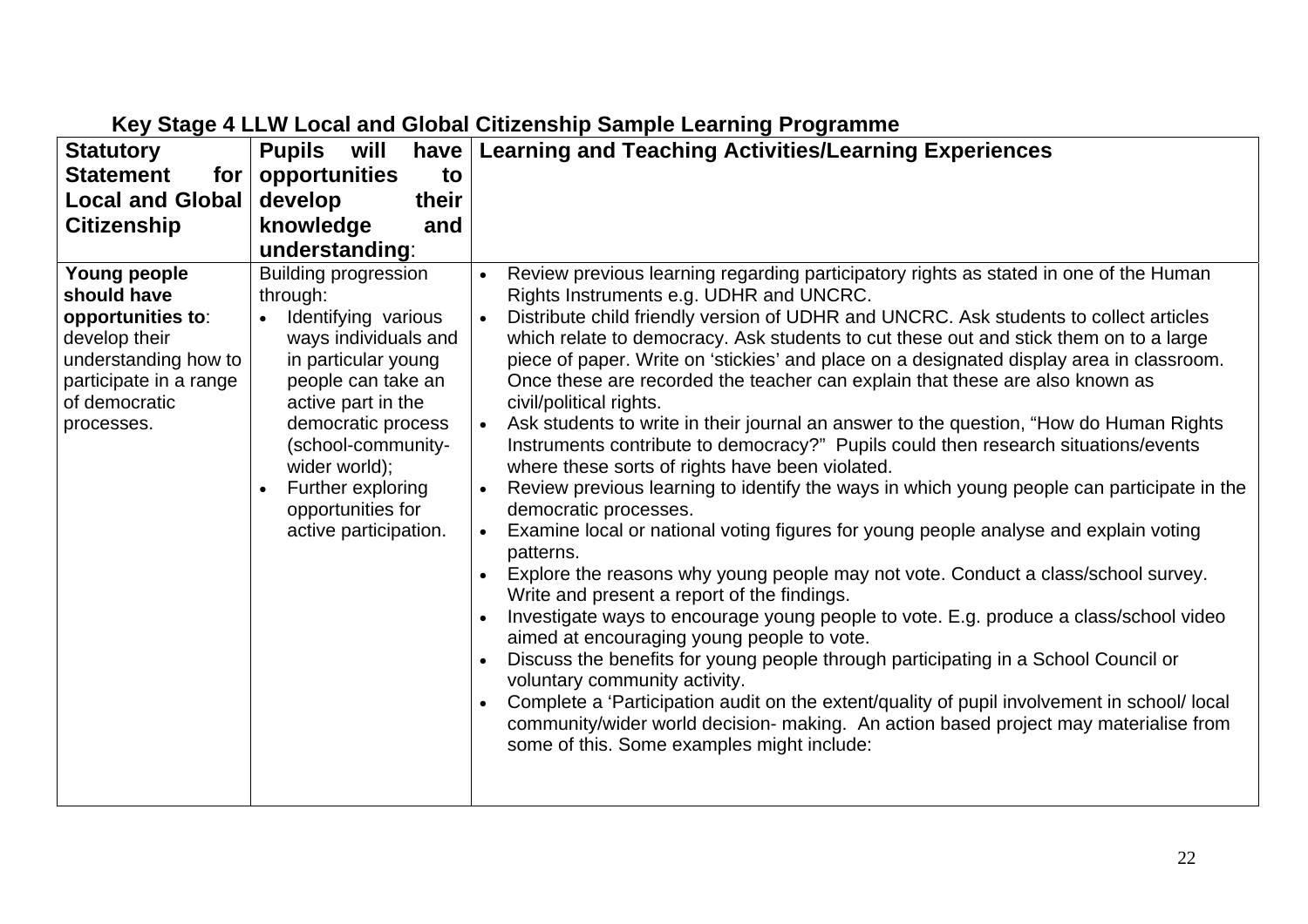### Key Stage 4 LLW Local and Global Citizenship Sample Learning Programme

| Statutory Statement for Local and Global Citizenship | Pupils will have opportunities to develop their knowledge and understanding: | Learning and Teaching Activities/Learning Experiences |
|---|---|---|
| **Young people should have opportunities to**: develop their understanding how to participate in a range of democratic processes. | Building progression through:<br>• Identifying various ways individuals and in particular young people can take an active part in the democratic process (school-community-wider world);<br>• Further exploring opportunities for active participation. | • Review previous learning regarding participatory rights as stated in one of the Human Rights Instruments e.g. UDHR and UNCRC.<br>• Distribute child friendly version of UDHR and UNCRC. Ask students to collect articles which relate to democracy. Ask students to cut these out and stick them on to a large piece of paper. Write on 'stickies' and place on a designated display area in classroom. Once these are recorded the teacher can explain that these are also known as civil/political rights.<br>• Ask students to write in their journal an answer to the question, "How do Human Rights Instruments contribute to democracy?" Pupils could then research situations/events where these sorts of rights have been violated.<br>• Review previous learning to identify the ways in which young people can participate in the democratic processes.<br>• Examine local or national voting figures for young people analyse and explain voting patterns.<br>• Explore the reasons why young people may not vote. Conduct a class/school survey. Write and present a report of the findings.<br>• Investigate ways to encourage young people to vote. E.g. produce a class/school video aimed at encouraging young people to vote.<br>• Discuss the benefits for young people through participating in a School Council or voluntary community activity.<br>• Complete a 'Participation audit on the extent/quality of pupil involvement in school/ local community/wider world decision- making. An action based project may materialise from some of this. Some examples might include: |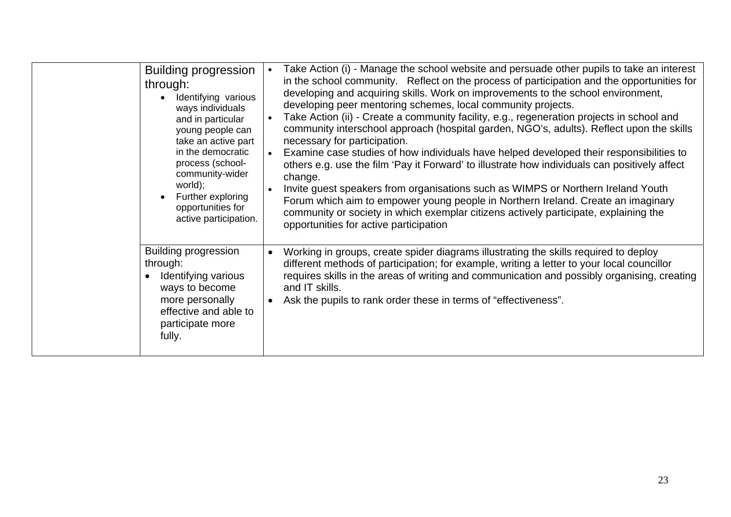| | | |
|---|---|---|
| | Building progression through:<br>• Identifying various ways individuals and in particular young people can take an active part in the democratic process (school-community-wider world);<br>• Further exploring opportunities for active participation. | • Take Action (i) - Manage the school website and persuade other pupils to take an interest in the school community. Reflect on the process of participation and the opportunities for developing and acquiring skills. Work on improvements to the school environment, developing peer mentoring schemes, local community projects.<br>• Take Action (ii) - Create a community facility, e.g., regeneration projects in school and community interschool approach (hospital garden, NGO's, adults). Reflect upon the skills necessary for participation.<br>• Examine case studies of how individuals have helped developed their responsibilities to others e.g. use the film 'Pay it Forward' to illustrate how individuals can positively affect change.<br>• Invite guest speakers from organisations such as WIMPS or Northern Ireland Youth Forum which aim to empower young people in Northern Ireland. Create an imaginary community or society in which exemplar citizens actively participate, explaining the opportunities for active participation |
| | Building progression through:<br>• Identifying various ways to become more personally effective and able to participate more fully. | • Working in groups, create spider diagrams illustrating the skills required to deploy different methods of participation; for example, writing a letter to your local councillor requires skills in the areas of writing and communication and possibly organising, creating and IT skills.<br>• Ask the pupils to rank order these in terms of "effectiveness". |